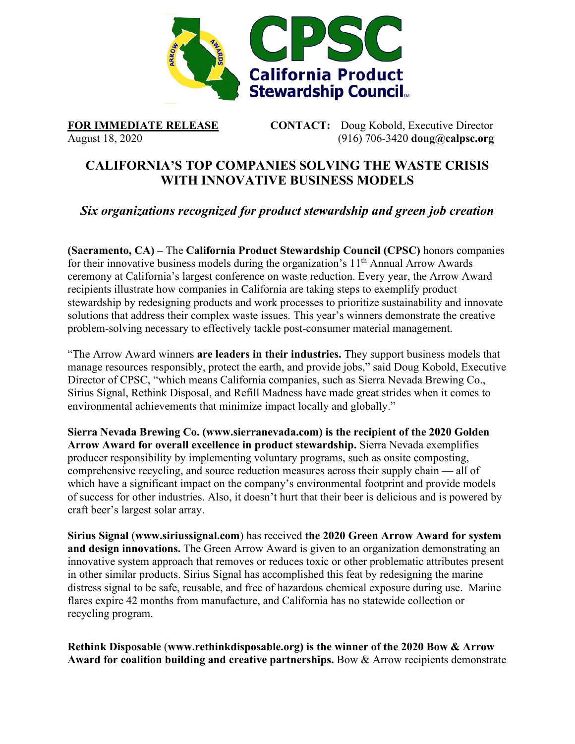**FOR IMMEDIATE RELEASE**
August 18, 2020

**CONTACT:** Doug Kobold, Executive Director
(916) 706-3420 **doug@calpsc.org**

# CALIFORNIA'S TOP COMPANIES SOLVING THE WASTE CRISIS WITH INNOVATIVE BUSINESS MODELS

## *Six organizations recognized for product stewardship and green job creation*

**(Sacramento, CA) –** The **California Product Stewardship Council (CPSC)** honors companies for their innovative business models during the organization's 11th Annual Arrow Awards ceremony at California's largest conference on waste reduction. Every year, the Arrow Award recipients illustrate how companies in California are taking steps to exemplify product stewardship by redesigning products and work processes to prioritize sustainability and innovate solutions that address their complex waste issues. This year's winners demonstrate the creative problem-solving necessary to effectively tackle post-consumer material management.

"The Arrow Award winners **are leaders in their industries.** They support business models that manage resources responsibly, protect the earth, and provide jobs," said Doug Kobold, Executive Director of CPSC, "which means California companies, such as Sierra Nevada Brewing Co., Sirius Signal, Rethink Disposal, and Refill Madness have made great strides when it comes to environmental achievements that minimize impact locally and globally."

**Sierra Nevada Brewing Co. (www.sierranevada.com) is the recipient of the 2020 Golden Arrow Award for overall excellence in product stewardship.** Sierra Nevada exemplifies producer responsibility by implementing voluntary programs, such as onsite composting, comprehensive recycling, and source reduction measures across their supply chain — all of which have a significant impact on the company's environmental footprint and provide models of success for other industries. Also, it doesn't hurt that their beer is delicious and is powered by craft beer's largest solar array.

**Sirius Signal** (**www.siriussignal.com**) has received **the 2020 Green Arrow Award for system and design innovations.** The Green Arrow Award is given to an organization demonstrating an innovative system approach that removes or reduces toxic or other problematic attributes present in other similar products. Sirius Signal has accomplished this feat by redesigning the marine distress signal to be safe, reusable, and free of hazardous chemical exposure during use. Marine flares expire 42 months from manufacture, and California has no statewide collection or recycling program.

**Rethink Disposable** (**www.rethinkdisposable.org) is the winner of the 2020 Bow & Arrow Award for coalition building and creative partnerships.** Bow & Arrow recipients demonstrate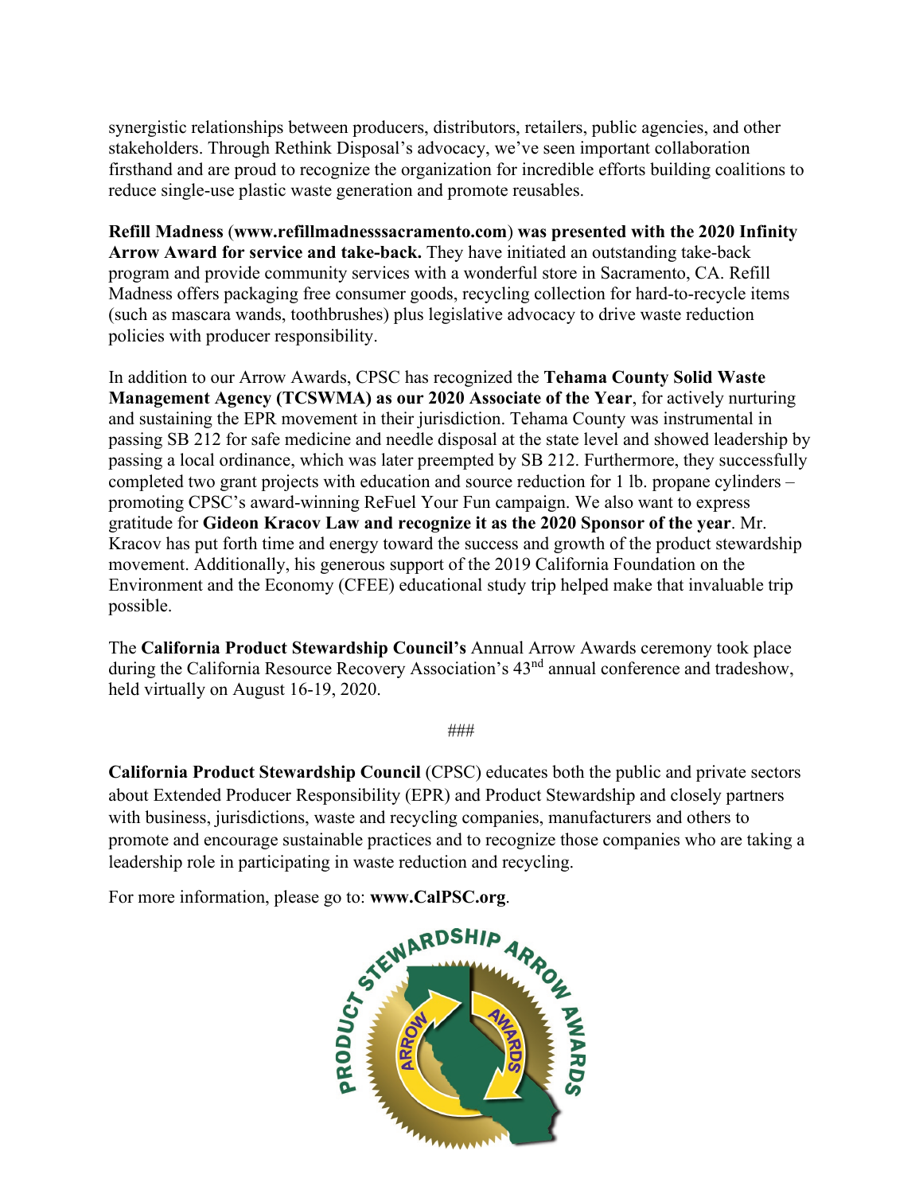synergistic relationships between producers, distributors, retailers, public agencies, and other stakeholders. Through Rethink Disposal's advocacy, we've seen important collaboration firsthand and are proud to recognize the organization for incredible efforts building coalitions to reduce single-use plastic waste generation and promote reusables.

**Refill Madness** (**www.refillmadnesssacramento.com**) **was presented with the 2020 Infinity Arrow Award for service and take-back.** They have initiated an outstanding take-back program and provide community services with a wonderful store in Sacramento, CA. Refill Madness offers packaging free consumer goods, recycling collection for hard-to-recycle items (such as mascara wands, toothbrushes) plus legislative advocacy to drive waste reduction policies with producer responsibility.

In addition to our Arrow Awards, CPSC has recognized the **Tehama County Solid Waste Management Agency (TCSWMA) as our 2020 Associate of the Year**, for actively nurturing and sustaining the EPR movement in their jurisdiction. Tehama County was instrumental in passing SB 212 for safe medicine and needle disposal at the state level and showed leadership by passing a local ordinance, which was later preempted by SB 212. Furthermore, they successfully completed two grant projects with education and source reduction for 1 lb. propane cylinders – promoting CPSC's award-winning ReFuel Your Fun campaign. We also want to express gratitude for **Gideon Kracov Law and recognize it as the 2020 Sponsor of the year**. Mr. Kracov has put forth time and energy toward the success and growth of the product stewardship movement. Additionally, his generous support of the 2019 California Foundation on the Environment and the Economy (CFEE) educational study trip helped make that invaluable trip possible.

The **California Product Stewardship Council's** Annual Arrow Awards ceremony took place during the California Resource Recovery Association's 43rd annual conference and tradeshow, held virtually on August 16-19, 2020.

###

**California Product Stewardship Council** (CPSC) educates both the public and private sectors about Extended Producer Responsibility (EPR) and Product Stewardship and closely partners with business, jurisdictions, waste and recycling companies, manufacturers and others to promote and encourage sustainable practices and to recognize those companies who are taking a leadership role in participating in waste reduction and recycling.

For more information, please go to: **www.CalPSC.org**.